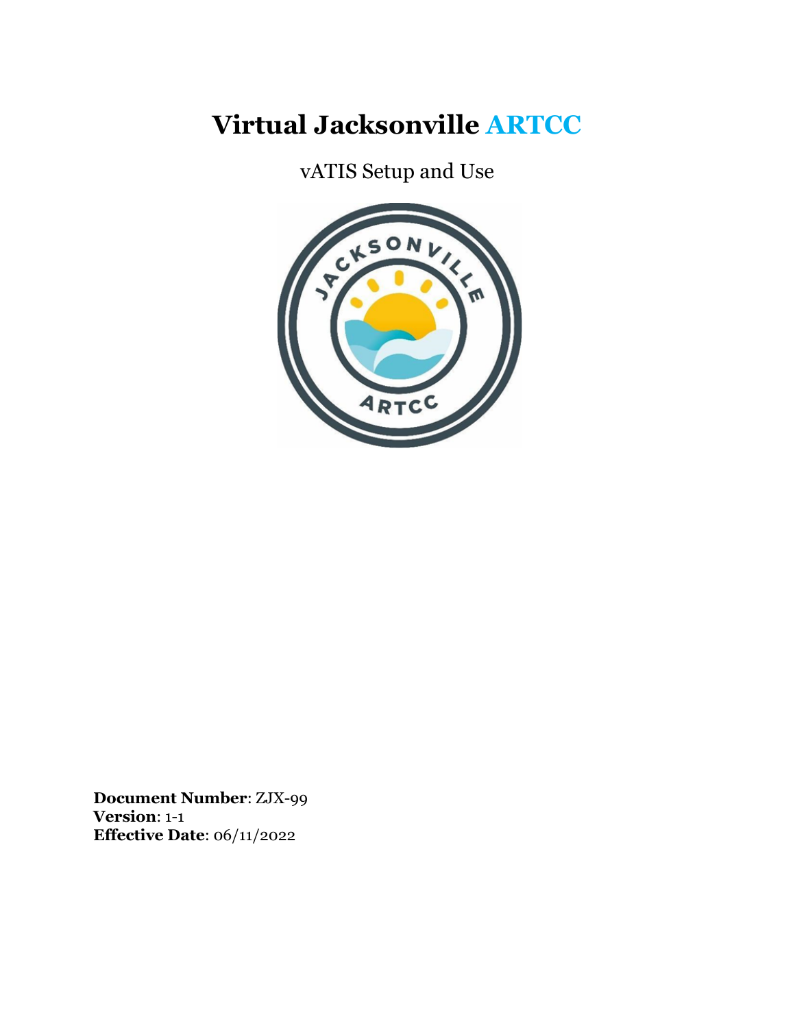# Virtual Jacksonville ARTCC

vATIS Setup and Use

**Document Number**: ZJX-99
**Version**: 1-1
**Effective Date**: 06/11/2022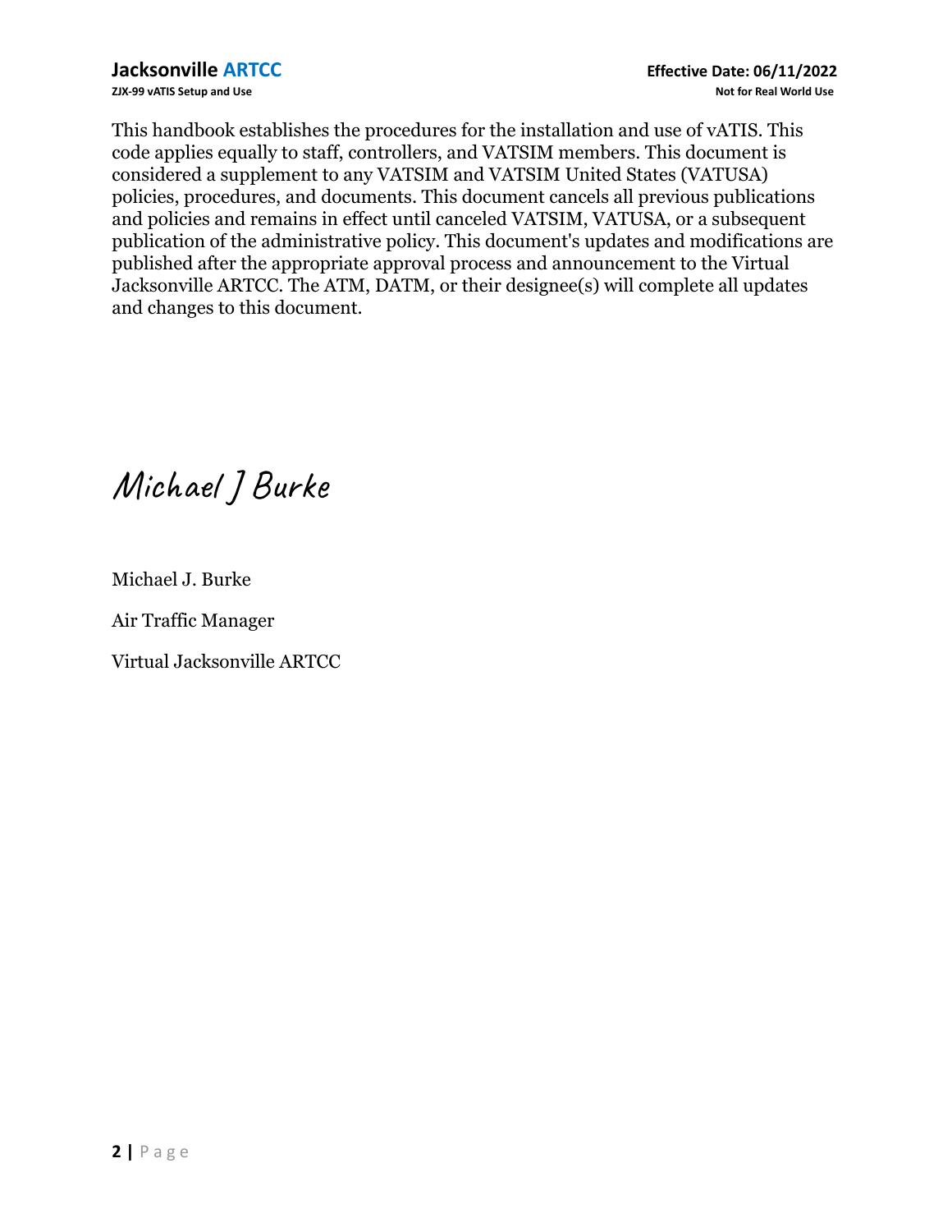This handbook establishes the procedures for the installation and use of vATIS. This code applies equally to staff, controllers, and VATSIM members. This document is considered a supplement to any VATSIM and VATSIM United States (VATUSA) policies, procedures, and documents. This document cancels all previous publications and policies and remains in effect until canceled VATSIM, VATUSA, or a subsequent publication of the administrative policy. This document's updates and modifications are published after the appropriate approval process and announcement to the Virtual Jacksonville ARTCC. The ATM, DATM, or their designee(s) will complete all updates and changes to this document.

*Michael J Burke*

Michael J. Burke

Air Traffic Manager

Virtual Jacksonville ARTCC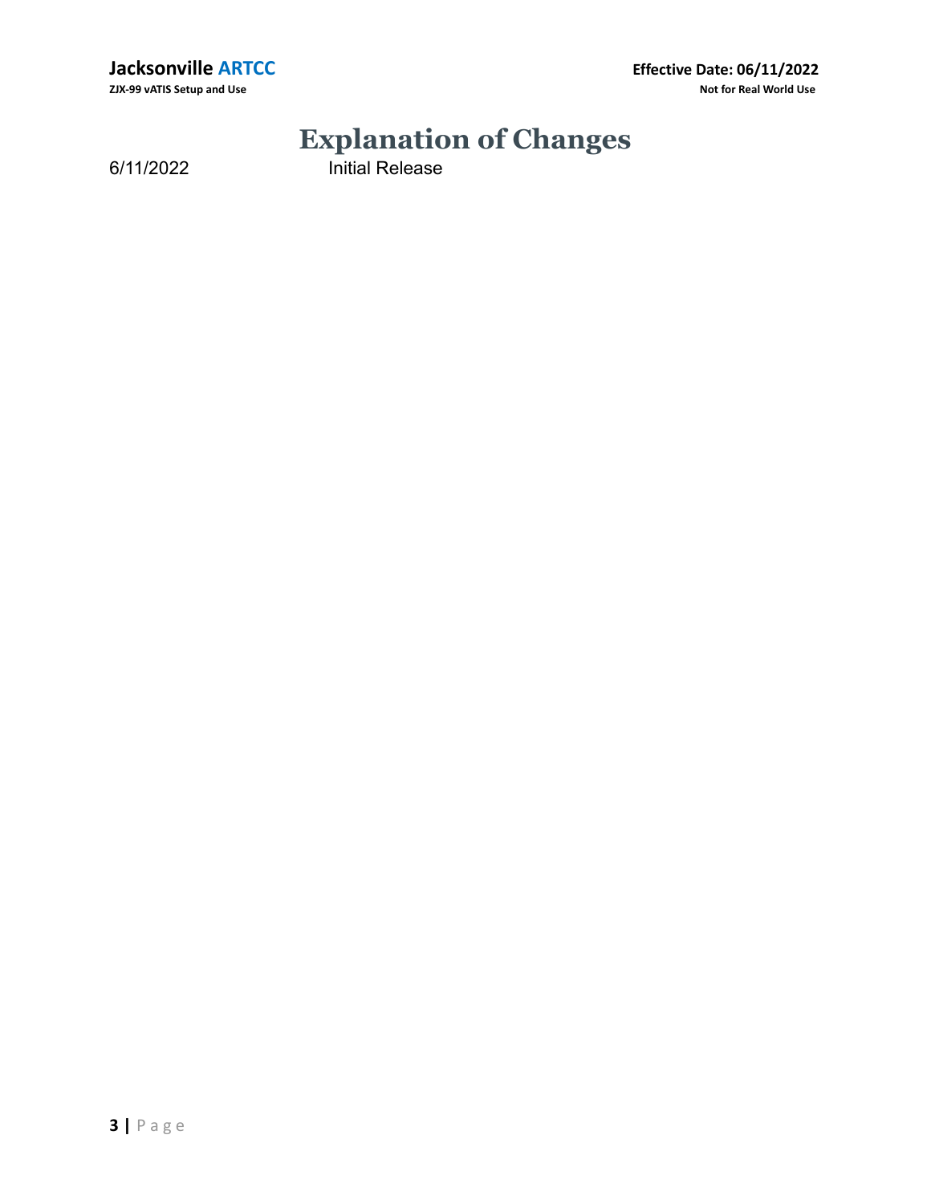# Explanation of Changes

| | |
|---|---|
| 6/11/2022 | Initial Release |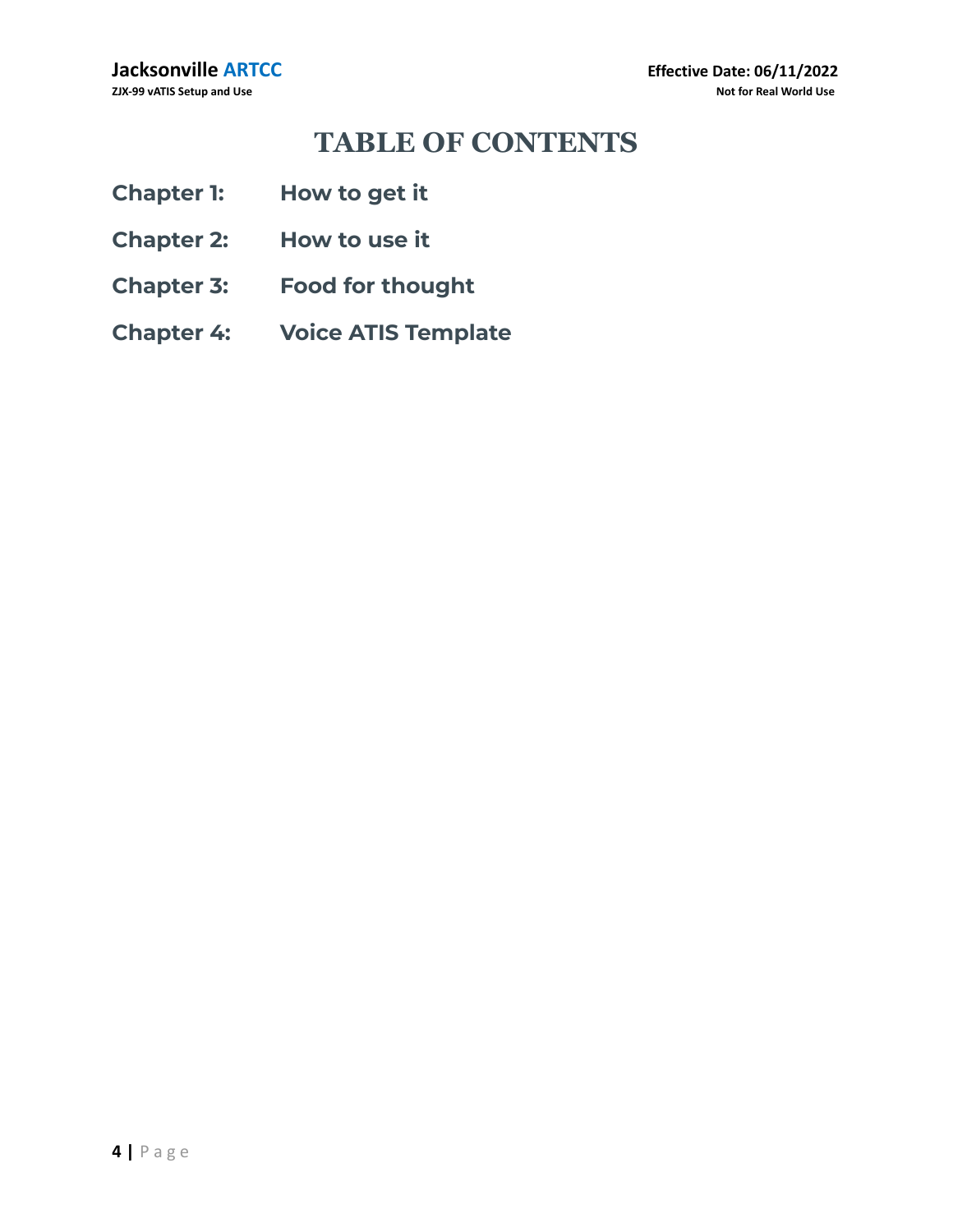# TABLE OF CONTENTS

**Chapter 1:** **How to get it**

**Chapter 2:** **How to use it**

**Chapter 3:** **Food for thought**

**Chapter 4:** **Voice ATIS Template**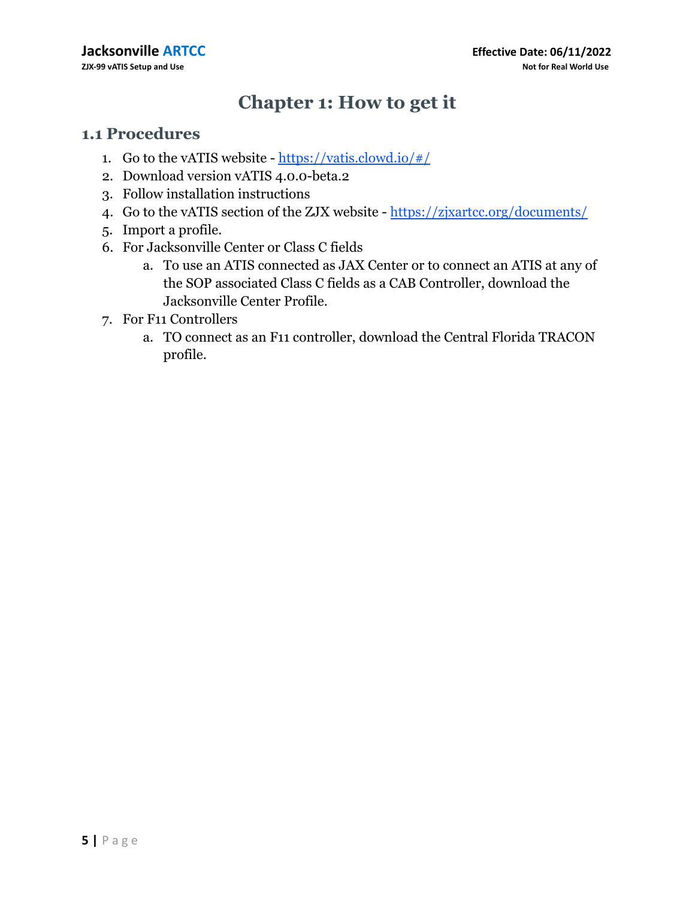# Chapter 1: How to get it

## 1.1 Procedures

1. Go to the vATIS website - https://vatis.clowd.io/#/
2. Download version vATIS 4.0.0-beta.2
3. Follow installation instructions
4. Go to the vATIS section of the ZJX website - https://zjxartcc.org/documents/
5. Import a profile.
6. For Jacksonville Center or Class C fields
    a. To use an ATIS connected as JAX Center or to connect an ATIS at any of the SOP associated Class C fields as a CAB Controller, download the Jacksonville Center Profile.
7. For F11 Controllers
    a. TO connect as an F11 controller, download the Central Florida TRACON profile.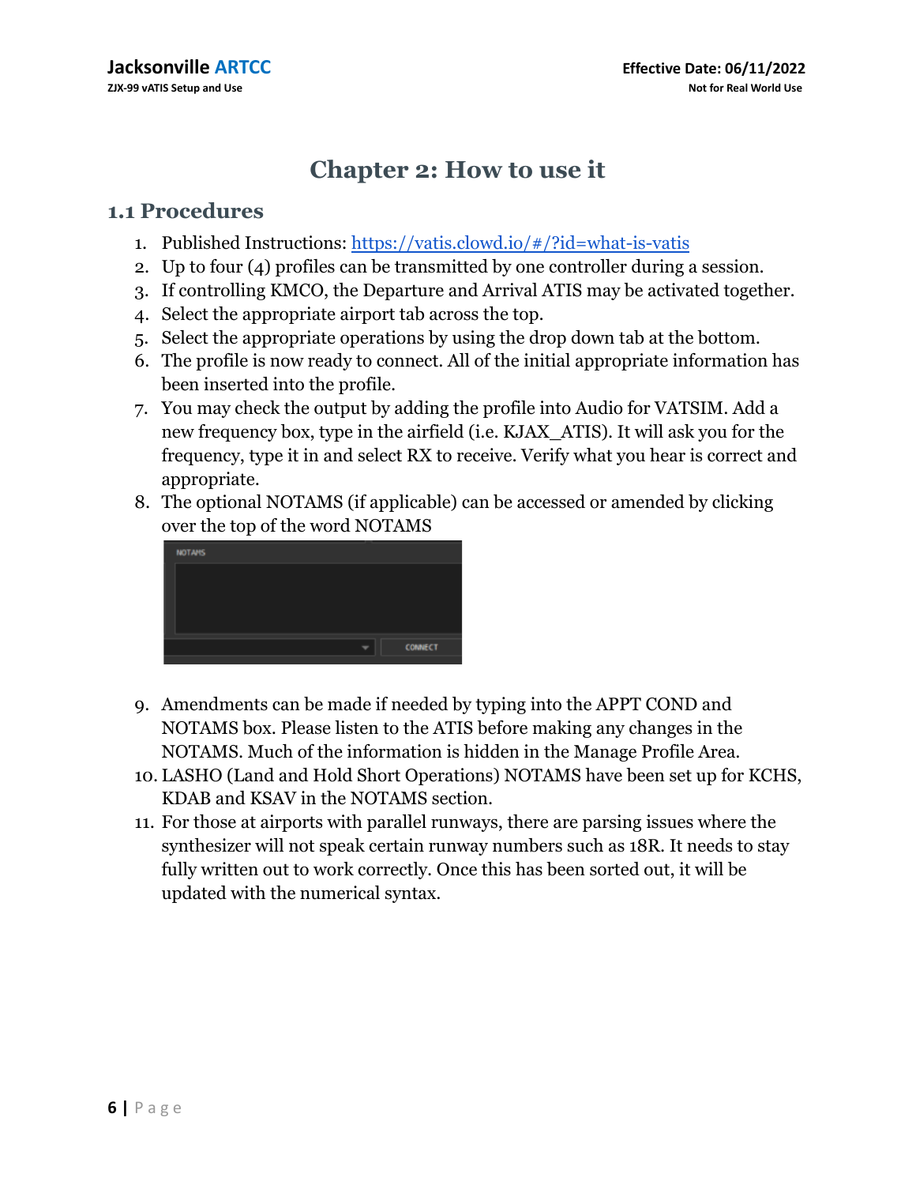# Chapter 2: How to use it

## 1.1 Procedures

1. Published Instructions: https://vatis.clowd.io/#/?id=what-is-vatis
2. Up to four (4) profiles can be transmitted by one controller during a session.
3. If controlling KMCO, the Departure and Arrival ATIS may be activated together.
4. Select the appropriate airport tab across the top.
5. Select the appropriate operations by using the drop down tab at the bottom.
6. The profile is now ready to connect. All of the initial appropriate information has been inserted into the profile.
7. You may check the output by adding the profile into Audio for VATSIM. Add a new frequency box, type in the airfield (i.e. KJAX_ATIS). It will ask you for the frequency, type it in and select RX to receive. Verify what you hear is correct and appropriate.
8. The optional NOTAMS (if applicable) can be accessed or amended by clicking over the top of the word NOTAMS
9. Amendments can be made if needed by typing into the APPT COND and NOTAMS box. Please listen to the ATIS before making any changes in the NOTAMS. Much of the information is hidden in the Manage Profile Area.
10. LASHO (Land and Hold Short Operations) NOTAMS have been set up for KCHS, KDAB and KSAV in the NOTAMS section.
11. For those at airports with parallel runways, there are parsing issues where the synthesizer will not speak certain runway numbers such as 18R. It needs to stay fully written out to work correctly. Once this has been sorted out, it will be updated with the numerical syntax.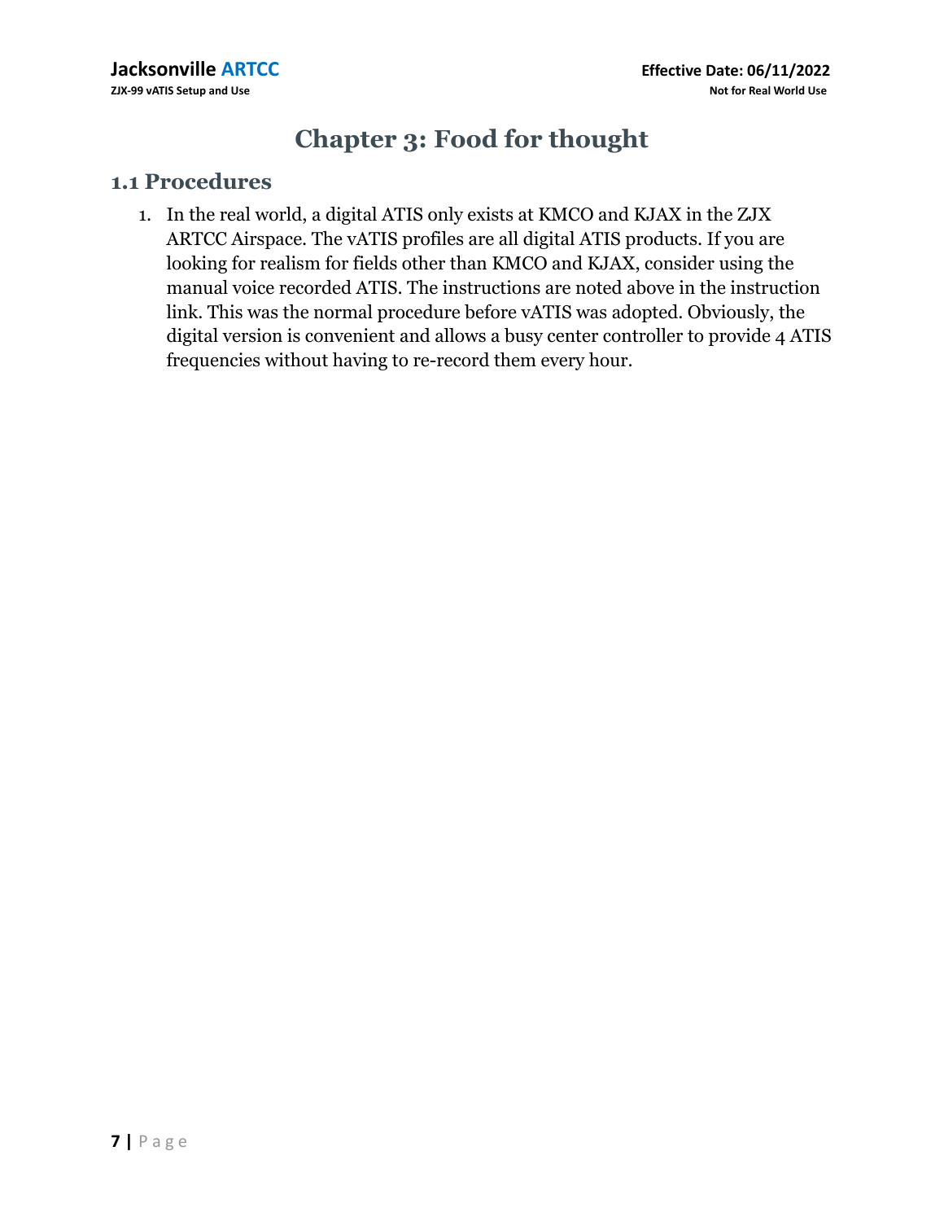# Chapter 3: Food for thought

## 1.1 Procedures

1. In the real world, a digital ATIS only exists at KMCO and KJAX in the ZJX ARTCC Airspace. The vATIS profiles are all digital ATIS products. If you are looking for realism for fields other than KMCO and KJAX, consider using the manual voice recorded ATIS. The instructions are noted above in the instruction link. This was the normal procedure before vATIS was adopted. Obviously, the digital version is convenient and allows a busy center controller to provide 4 ATIS frequencies without having to re-record them every hour.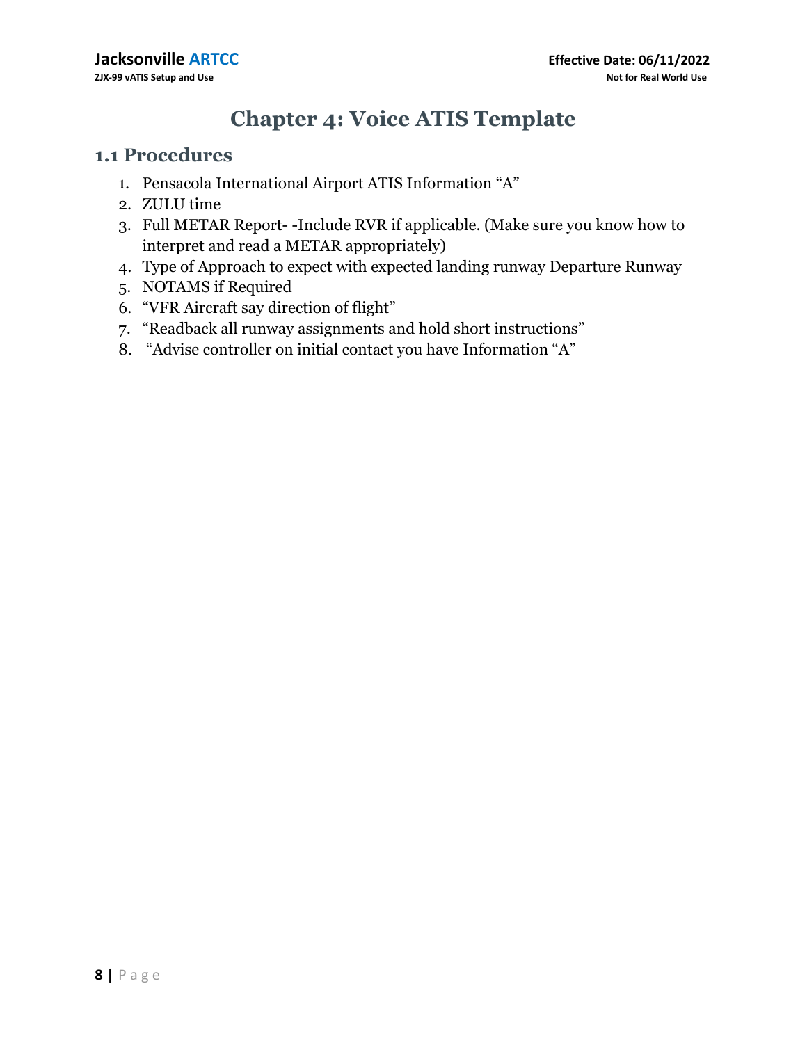# Chapter 4: Voice ATIS Template

## 1.1 Procedures

1. Pensacola International Airport ATIS Information "A"
2. ZULU time
3. Full METAR Report- -Include RVR if applicable. (Make sure you know how to interpret and read a METAR appropriately)
4. Type of Approach to expect with expected landing runway Departure Runway
5. NOTAMS if Required
6. "VFR Aircraft say direction of flight"
7. "Readback all runway assignments and hold short instructions"
8. "Advise controller on initial contact you have Information "A"